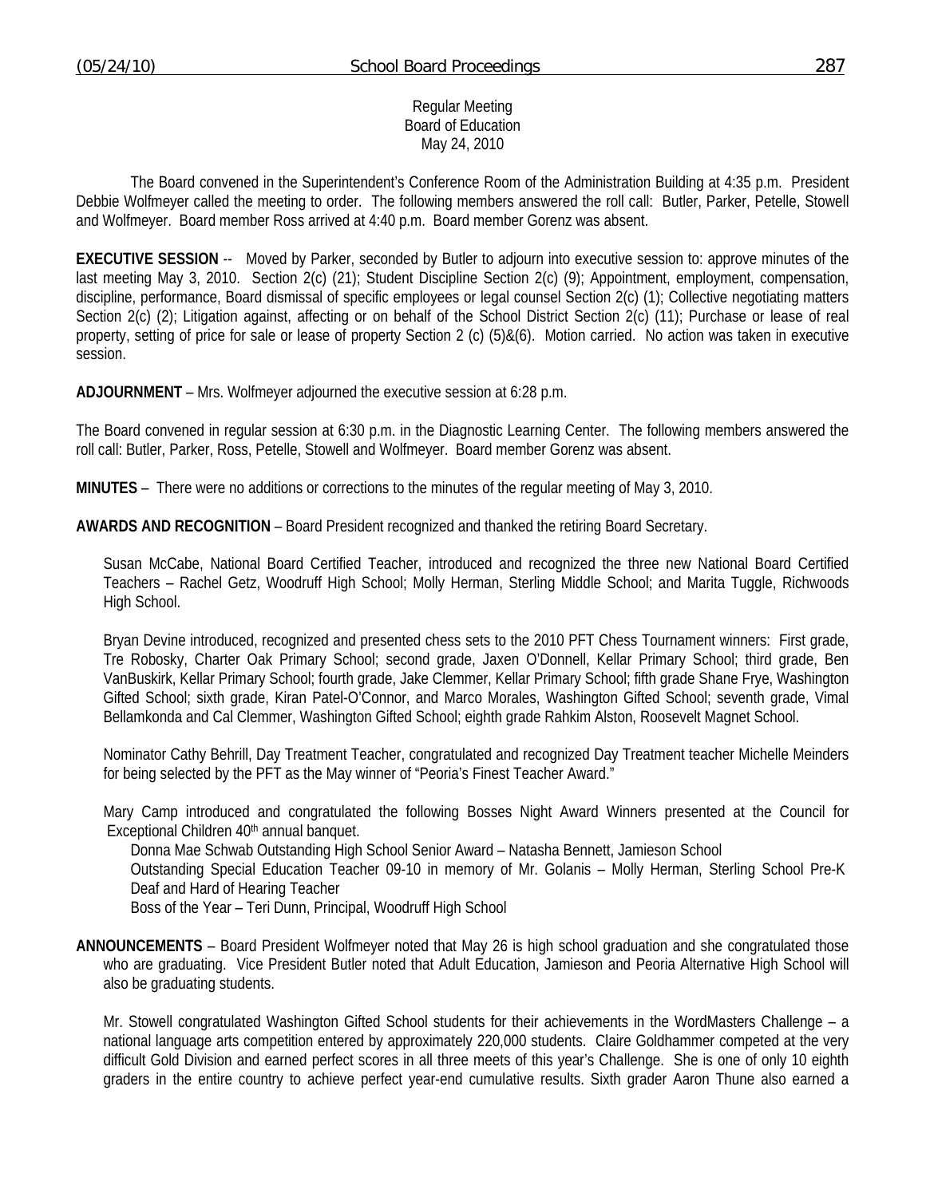Regular Meeting
Board of Education
May 24, 2010

The Board convened in the Superintendent's Conference Room of the Administration Building at 4:35 p.m. President Debbie Wolfmeyer called the meeting to order. The following members answered the roll call: Butler, Parker, Petelle, Stowell and Wolfmeyer. Board member Ross arrived at 4:40 p.m. Board member Gorenz was absent.

**EXECUTIVE SESSION** -- Moved by Parker, seconded by Butler to adjourn into executive session to: approve minutes of the last meeting May 3, 2010. Section 2(c) (21); Student Discipline Section 2(c) (9); Appointment, employment, compensation, discipline, performance, Board dismissal of specific employees or legal counsel Section 2(c) (1); Collective negotiating matters Section 2(c) (2); Litigation against, affecting or on behalf of the School District Section 2(c) (11); Purchase or lease of real property, setting of price for sale or lease of property Section 2 (c) (5)&(6). Motion carried. No action was taken in executive session.

**ADJOURNMENT** – Mrs. Wolfmeyer adjourned the executive session at 6:28 p.m.

The Board convened in regular session at 6:30 p.m. in the Diagnostic Learning Center. The following members answered the roll call: Butler, Parker, Ross, Petelle, Stowell and Wolfmeyer. Board member Gorenz was absent.

**MINUTES** – There were no additions or corrections to the minutes of the regular meeting of May 3, 2010.

**AWARDS AND RECOGNITION** – Board President recognized and thanked the retiring Board Secretary.

Susan McCabe, National Board Certified Teacher, introduced and recognized the three new National Board Certified Teachers – Rachel Getz, Woodruff High School; Molly Herman, Sterling Middle School; and Marita Tuggle, Richwoods High School.

Bryan Devine introduced, recognized and presented chess sets to the 2010 PFT Chess Tournament winners: First grade, Tre Robosky, Charter Oak Primary School; second grade, Jaxen O'Donnell, Kellar Primary School; third grade, Ben VanBuskirk, Kellar Primary School; fourth grade, Jake Clemmer, Kellar Primary School; fifth grade Shane Frye, Washington Gifted School; sixth grade, Kiran Patel-O'Connor, and Marco Morales, Washington Gifted School; seventh grade, Vimal Bellamkonda and Cal Clemmer, Washington Gifted School; eighth grade Rahkim Alston, Roosevelt Magnet School.

Nominator Cathy Behrill, Day Treatment Teacher, congratulated and recognized Day Treatment teacher Michelle Meinders for being selected by the PFT as the May winner of "Peoria's Finest Teacher Award."

Mary Camp introduced and congratulated the following Bosses Night Award Winners presented at the Council for Exceptional Children 40th annual banquet.

Donna Mae Schwab Outstanding High School Senior Award – Natasha Bennett, Jamieson School
Outstanding Special Education Teacher 09-10 in memory of Mr. Golanis – Molly Herman, Sterling School Pre-K Deaf and Hard of Hearing Teacher
Boss of the Year – Teri Dunn, Principal, Woodruff High School

**ANNOUNCEMENTS** – Board President Wolfmeyer noted that May 26 is high school graduation and she congratulated those who are graduating. Vice President Butler noted that Adult Education, Jamieson and Peoria Alternative High School will also be graduating students.

Mr. Stowell congratulated Washington Gifted School students for their achievements in the WordMasters Challenge – a national language arts competition entered by approximately 220,000 students. Claire Goldhammer competed at the very difficult Gold Division and earned perfect scores in all three meets of this year's Challenge. She is one of only 10 eighth graders in the entire country to achieve perfect year-end cumulative results. Sixth grader Aaron Thune also earned a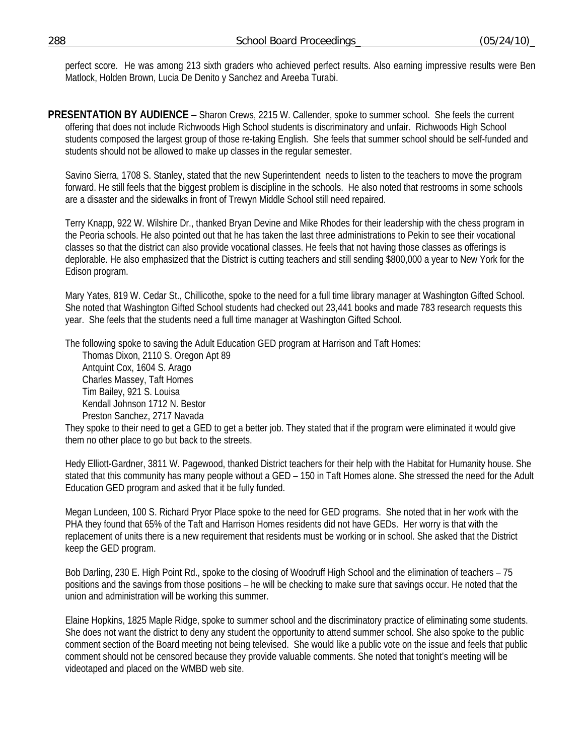perfect score. He was among 213 sixth graders who achieved perfect results. Also earning impressive results were Ben Matlock, Holden Brown, Lucia De Denito y Sanchez and Areeba Turabi.

**PRESENTATION BY AUDIENCE** – Sharon Crews, 2215 W. Callender, spoke to summer school. She feels the current offering that does not include Richwoods High School students is discriminatory and unfair. Richwoods High School students composed the largest group of those re-taking English. She feels that summer school should be self-funded and students should not be allowed to make up classes in the regular semester.

Savino Sierra, 1708 S. Stanley, stated that the new Superintendent needs to listen to the teachers to move the program forward. He still feels that the biggest problem is discipline in the schools. He also noted that restrooms in some schools are a disaster and the sidewalks in front of Trewyn Middle School still need repaired.

Terry Knapp, 922 W. Wilshire Dr., thanked Bryan Devine and Mike Rhodes for their leadership with the chess program in the Peoria schools. He also pointed out that he has taken the last three administrations to Pekin to see their vocational classes so that the district can also provide vocational classes. He feels that not having those classes as offerings is deplorable. He also emphasized that the District is cutting teachers and still sending $800,000 a year to New York for the Edison program.

Mary Yates, 819 W. Cedar St., Chillicothe, spoke to the need for a full time library manager at Washington Gifted School. She noted that Washington Gifted School students had checked out 23,441 books and made 783 research requests this year. She feels that the students need a full time manager at Washington Gifted School.

The following spoke to saving the Adult Education GED program at Harrison and Taft Homes:

Thomas Dixon, 2110 S. Oregon Apt 89
Antquint Cox, 1604 S. Arago
Charles Massey, Taft Homes
Tim Bailey, 921 S. Louisa
Kendall Johnson 1712 N. Bestor
Preston Sanchez, 2717 Navada

They spoke to their need to get a GED to get a better job. They stated that if the program were eliminated it would give them no other place to go but back to the streets.

Hedy Elliott-Gardner, 3811 W. Pagewood, thanked District teachers for their help with the Habitat for Humanity house. She stated that this community has many people without a GED – 150 in Taft Homes alone. She stressed the need for the Adult Education GED program and asked that it be fully funded.

Megan Lundeen, 100 S. Richard Pryor Place spoke to the need for GED programs. She noted that in her work with the PHA they found that 65% of the Taft and Harrison Homes residents did not have GEDs. Her worry is that with the replacement of units there is a new requirement that residents must be working or in school. She asked that the District keep the GED program.

Bob Darling, 230 E. High Point Rd., spoke to the closing of Woodruff High School and the elimination of teachers – 75 positions and the savings from those positions – he will be checking to make sure that savings occur. He noted that the union and administration will be working this summer.

Elaine Hopkins, 1825 Maple Ridge, spoke to summer school and the discriminatory practice of eliminating some students. She does not want the district to deny any student the opportunity to attend summer school. She also spoke to the public comment section of the Board meeting not being televised. She would like a public vote on the issue and feels that public comment should not be censored because they provide valuable comments. She noted that tonight's meeting will be videotaped and placed on the WMBD web site.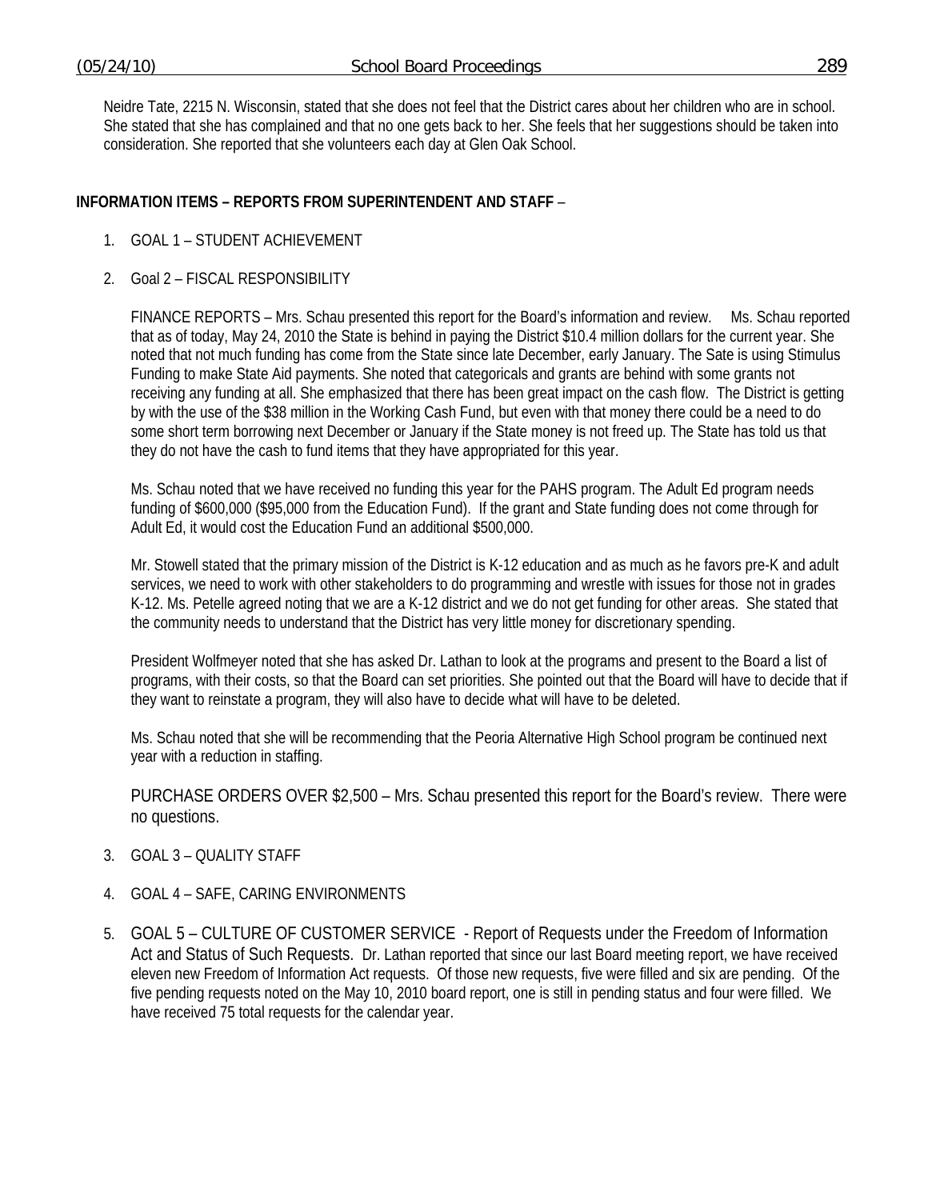Neidre Tate, 2215 N. Wisconsin, stated that she does not feel that the District cares about her children who are in school. She stated that she has complained and that no one gets back to her. She feels that her suggestions should be taken into consideration. She reported that she volunteers each day at Glen Oak School.

**INFORMATION ITEMS – REPORTS FROM SUPERINTENDENT AND STAFF** –

1. GOAL 1 – STUDENT ACHIEVEMENT

2. Goal 2 – FISCAL RESPONSIBILITY

   FINANCE REPORTS – Mrs. Schau presented this report for the Board's information and review. Ms. Schau reported that as of today, May 24, 2010 the State is behind in paying the District $10.4 million dollars for the current year. She noted that not much funding has come from the State since late December, early January. The Sate is using Stimulus Funding to make State Aid payments. She noted that categoricals and grants are behind with some grants not receiving any funding at all. She emphasized that there has been great impact on the cash flow. The District is getting by with the use of the $38 million in the Working Cash Fund, but even with that money there could be a need to do some short term borrowing next December or January if the State money is not freed up. The State has told us that they do not have the cash to fund items that they have appropriated for this year.

   Ms. Schau noted that we have received no funding this year for the PAHS program. The Adult Ed program needs funding of $600,000 ($95,000 from the Education Fund). If the grant and State funding does not come through for Adult Ed, it would cost the Education Fund an additional $500,000.

   Mr. Stowell stated that the primary mission of the District is K-12 education and as much as he favors pre-K and adult services, we need to work with other stakeholders to do programming and wrestle with issues for those not in grades K-12. Ms. Petelle agreed noting that we are a K-12 district and we do not get funding for other areas. She stated that the community needs to understand that the District has very little money for discretionary spending.

   President Wolfmeyer noted that she has asked Dr. Lathan to look at the programs and present to the Board a list of programs, with their costs, so that the Board can set priorities. She pointed out that the Board will have to decide that if they want to reinstate a program, they will also have to decide what will have to be deleted.

   Ms. Schau noted that she will be recommending that the Peoria Alternative High School program be continued next year with a reduction in staffing.

   PURCHASE ORDERS OVER $2,500 – Mrs. Schau presented this report for the Board's review. There were no questions.

3. GOAL 3 – QUALITY STAFF

4. GOAL 4 – SAFE, CARING ENVIRONMENTS

5. GOAL 5 – CULTURE OF CUSTOMER SERVICE - Report of Requests under the Freedom of Information Act and Status of Such Requests. Dr. Lathan reported that since our last Board meeting report, we have received eleven new Freedom of Information Act requests. Of those new requests, five were filled and six are pending. Of the five pending requests noted on the May 10, 2010 board report, one is still in pending status and four were filled. We have received 75 total requests for the calendar year.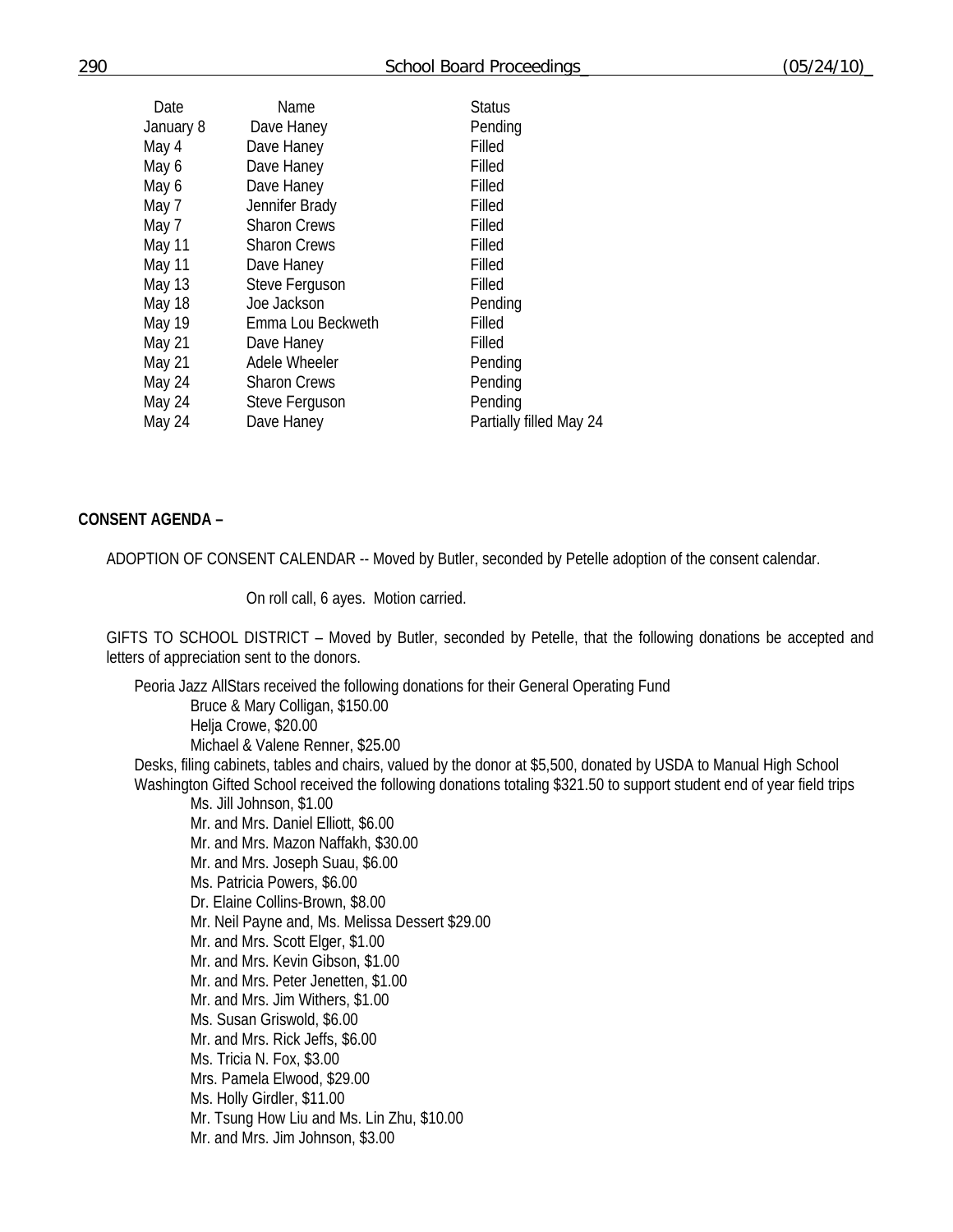| Date | Name | Status |
|---|---|---|
| January 8 | Dave Haney | Pending |
| May 4 | Dave Haney | Filled |
| May 6 | Dave Haney | Filled |
| May 6 | Dave Haney | Filled |
| May 7 | Jennifer Brady | Filled |
| May 7 | Sharon Crews | Filled |
| May 11 | Sharon Crews | Filled |
| May 11 | Dave Haney | Filled |
| May 13 | Steve Ferguson | Filled |
| May 18 | Joe Jackson | Pending |
| May 19 | Emma Lou Beckweth | Filled |
| May 21 | Dave Haney | Filled |
| May 21 | Adele Wheeler | Pending |
| May 24 | Sharon Crews | Pending |
| May 24 | Steve Ferguson | Pending |
| May 24 | Dave Haney | Partially filled May 24 |

**CONSENT AGENDA –**

ADOPTION OF CONSENT CALENDAR -- Moved by Butler, seconded by Petelle adoption of the consent calendar.

On roll call, 6 ayes. Motion carried.

GIFTS TO SCHOOL DISTRICT – Moved by Butler, seconded by Petelle, that the following donations be accepted and letters of appreciation sent to the donors.

Peoria Jazz AllStars received the following donations for their General Operating Fund
- Bruce & Mary Colligan, $150.00
- Helja Crowe, $20.00
- Michael & Valene Renner, $25.00

Desks, filing cabinets, tables and chairs, valued by the donor at $5,500, donated by USDA to Manual High School

Washington Gifted School received the following donations totaling $321.50 to support student end of year field trips
- Ms. Jill Johnson, $1.00
- Mr. and Mrs. Daniel Elliott, $6.00
- Mr. and Mrs. Mazon Naffakh, $30.00
- Mr. and Mrs. Joseph Suau, $6.00
- Ms. Patricia Powers, $6.00
- Dr. Elaine Collins-Brown, $8.00
- Mr. Neil Payne and, Ms. Melissa Dessert $29.00
- Mr. and Mrs. Scott Elger, $1.00
- Mr. and Mrs. Kevin Gibson, $1.00
- Mr. and Mrs. Peter Jenetten, $1.00
- Mr. and Mrs. Jim Withers, $1.00
- Ms. Susan Griswold, $6.00
- Mr. and Mrs. Rick Jeffs, $6.00
- Ms. Tricia N. Fox, $3.00
- Mrs. Pamela Elwood, $29.00
- Ms. Holly Girdler, $11.00
- Mr. Tsung How Liu and Ms. Lin Zhu, $10.00
- Mr. and Mrs. Jim Johnson, $3.00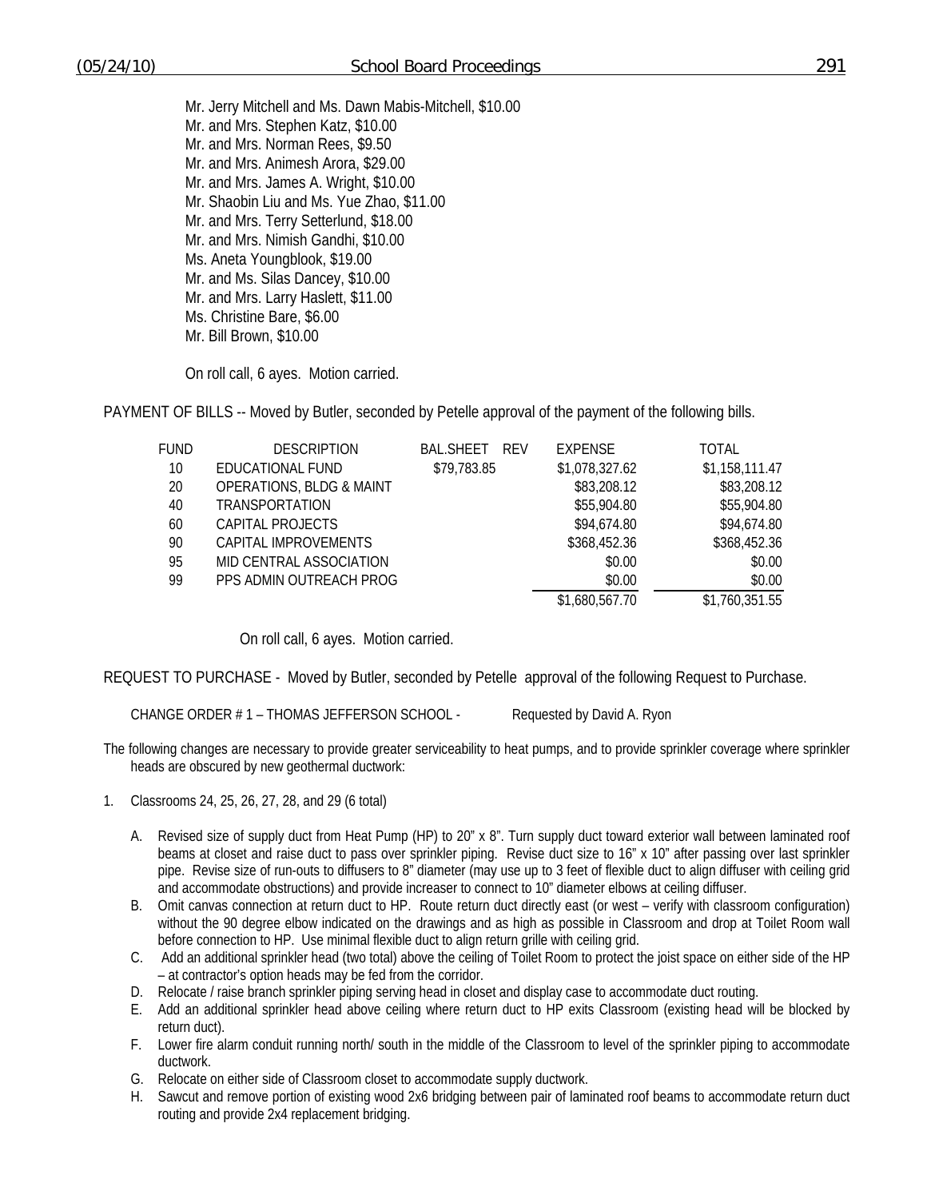Mr. Jerry Mitchell and Ms. Dawn Mabis-Mitchell, $10.00
Mr. and Mrs. Stephen Katz, $10.00
Mr. and Mrs. Norman Rees, $9.50
Mr. and Mrs. Animesh Arora, $29.00
Mr. and Mrs. James A. Wright, $10.00
Mr. Shaobin Liu and Ms. Yue Zhao, $11.00
Mr. and Mrs. Terry Setterlund, $18.00
Mr. and Mrs. Nimish Gandhi, $10.00
Ms. Aneta Youngblook, $19.00
Mr. and Ms. Silas Dancey, $10.00
Mr. and Mrs. Larry Haslett, $11.00
Ms. Christine Bare, $6.00
Mr. Bill Brown, $10.00

On roll call, 6 ayes. Motion carried.

PAYMENT OF BILLS -- Moved by Butler, seconded by Petelle approval of the payment of the following bills.

| FUND | DESCRIPTION | BAL.SHEET REV | EXPENSE | TOTAL |
|---|---|---|---|---|
| 10 | EDUCATIONAL FUND | $79,783.85 | $1,078,327.62 | $1,158,111.47 |
| 20 | OPERATIONS, BLDG & MAINT | | $83,208.12 | $83,208.12 |
| 40 | TRANSPORTATION | | $55,904.80 | $55,904.80 |
| 60 | CAPITAL PROJECTS | | $94,674.80 | $94,674.80 |
| 90 | CAPITAL IMPROVEMENTS | | $368,452.36 | $368,452.36 |
| 95 | MID CENTRAL ASSOCIATION | | $0.00 | $0.00 |
| 99 | PPS ADMIN OUTREACH PROG | | $0.00 | $0.00 |
| | | | $1,680,567.70 | $1,760,351.55 |

On roll call, 6 ayes. Motion carried.

REQUEST TO PURCHASE - Moved by Butler, seconded by Petelle approval of the following Request to Purchase.

CHANGE ORDER # 1 – THOMAS JEFFERSON SCHOOL - Requested by David A. Ryon

The following changes are necessary to provide greater serviceability to heat pumps, and to provide sprinkler coverage where sprinkler heads are obscured by new geothermal ductwork:

1. Classrooms 24, 25, 26, 27, 28, and 29 (6 total)

   A. Revised size of supply duct from Heat Pump (HP) to 20" x 8". Turn supply duct toward exterior wall between laminated roof beams at closet and raise duct to pass over sprinkler piping. Revise duct size to 16" x 10" after passing over last sprinkler pipe. Revise size of run-outs to diffusers to 8" diameter (may use up to 3 feet of flexible duct to align diffuser with ceiling grid and accommodate obstructions) and provide increaser to connect to 10" diameter elbows at ceiling diffuser.
   B. Omit canvas connection at return duct to HP. Route return duct directly east (or west – verify with classroom configuration) without the 90 degree elbow indicated on the drawings and as high as possible in Classroom and drop at Toilet Room wall before connection to HP. Use minimal flexible duct to align return grille with ceiling grid.
   C. Add an additional sprinkler head (two total) above the ceiling of Toilet Room to protect the joist space on either side of the HP – at contractor's option heads may be fed from the corridor.
   D. Relocate / raise branch sprinkler piping serving head in closet and display case to accommodate duct routing.
   E. Add an additional sprinkler head above ceiling where return duct to HP exits Classroom (existing head will be blocked by return duct).
   F. Lower fire alarm conduit running north/ south in the middle of the Classroom to level of the sprinkler piping to accommodate ductwork.
   G. Relocate on either side of Classroom closet to accommodate supply ductwork.
   H. Sawcut and remove portion of existing wood 2x6 bridging between pair of laminated roof beams to accommodate return duct routing and provide 2x4 replacement bridging.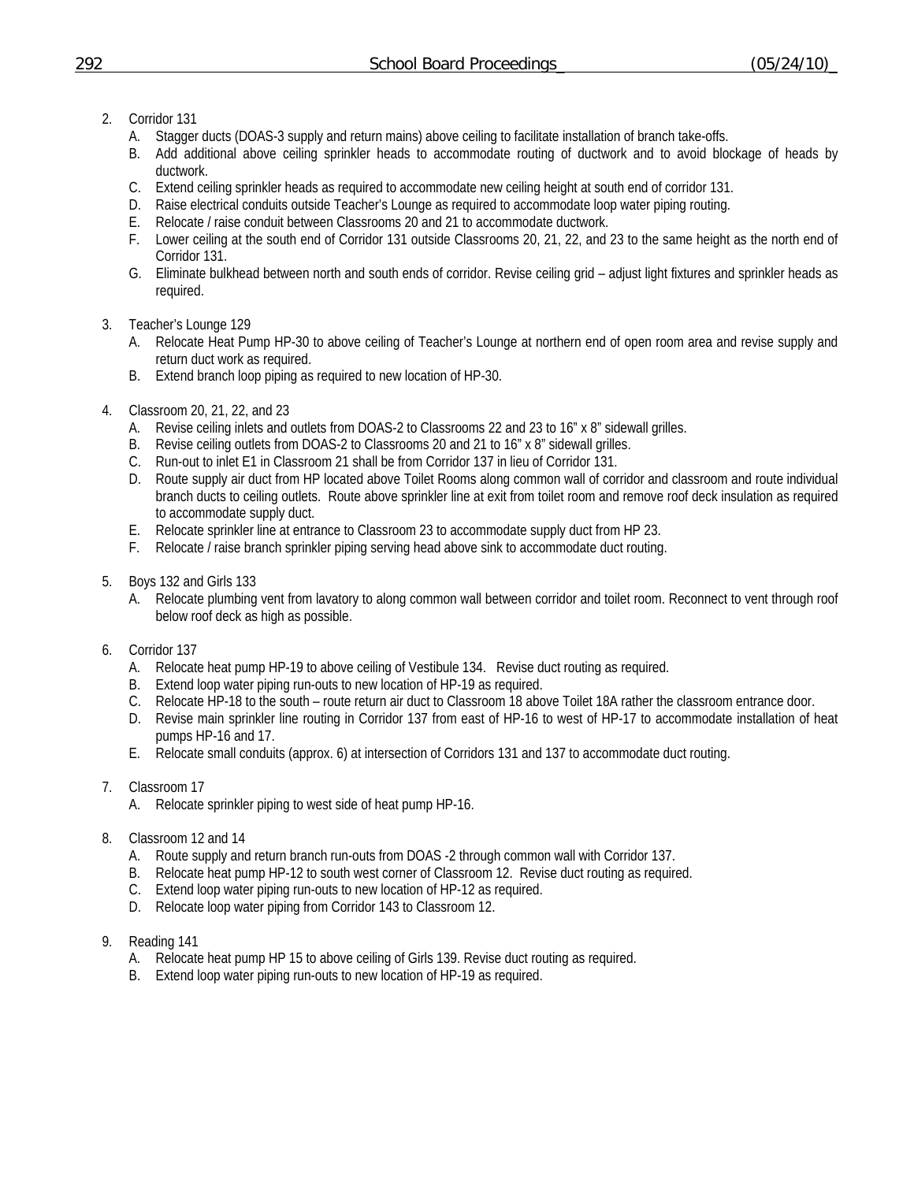2. Corridor 131
   - A. Stagger ducts (DOAS-3 supply and return mains) above ceiling to facilitate installation of branch take-offs.
   - B. Add additional above ceiling sprinkler heads to accommodate routing of ductwork and to avoid blockage of heads by ductwork.
   - C. Extend ceiling sprinkler heads as required to accommodate new ceiling height at south end of corridor 131.
   - D. Raise electrical conduits outside Teacher's Lounge as required to accommodate loop water piping routing.
   - E. Relocate / raise conduit between Classrooms 20 and 21 to accommodate ductwork.
   - F. Lower ceiling at the south end of Corridor 131 outside Classrooms 20, 21, 22, and 23 to the same height as the north end of Corridor 131.
   - G. Eliminate bulkhead between north and south ends of corridor. Revise ceiling grid – adjust light fixtures and sprinkler heads as required.

3. Teacher's Lounge 129
   - A. Relocate Heat Pump HP-30 to above ceiling of Teacher's Lounge at northern end of open room area and revise supply and return duct work as required.
   - B. Extend branch loop piping as required to new location of HP-30.

4. Classroom 20, 21, 22, and 23
   - A. Revise ceiling inlets and outlets from DOAS-2 to Classrooms 22 and 23 to 16" x 8" sidewall grilles.
   - B. Revise ceiling outlets from DOAS-2 to Classrooms 20 and 21 to 16" x 8" sidewall grilles.
   - C. Run-out to inlet E1 in Classroom 21 shall be from Corridor 137 in lieu of Corridor 131.
   - D. Route supply air duct from HP located above Toilet Rooms along common wall of corridor and classroom and route individual branch ducts to ceiling outlets. Route above sprinkler line at exit from toilet room and remove roof deck insulation as required to accommodate supply duct.
   - E. Relocate sprinkler line at entrance to Classroom 23 to accommodate supply duct from HP 23.
   - F. Relocate / raise branch sprinkler piping serving head above sink to accommodate duct routing.

5. Boys 132 and Girls 133
   - A. Relocate plumbing vent from lavatory to along common wall between corridor and toilet room. Reconnect to vent through roof below roof deck as high as possible.

6. Corridor 137
   - A. Relocate heat pump HP-19 to above ceiling of Vestibule 134. Revise duct routing as required.
   - B. Extend loop water piping run-outs to new location of HP-19 as required.
   - C. Relocate HP-18 to the south – route return air duct to Classroom 18 above Toilet 18A rather the classroom entrance door.
   - D. Revise main sprinkler line routing in Corridor 137 from east of HP-16 to west of HP-17 to accommodate installation of heat pumps HP-16 and 17.
   - E. Relocate small conduits (approx. 6) at intersection of Corridors 131 and 137 to accommodate duct routing.

7. Classroom 17
   - A. Relocate sprinkler piping to west side of heat pump HP-16.

8. Classroom 12 and 14
   - A. Route supply and return branch run-outs from DOAS -2 through common wall with Corridor 137.
   - B. Relocate heat pump HP-12 to south west corner of Classroom 12. Revise duct routing as required.
   - C. Extend loop water piping run-outs to new location of HP-12 as required.
   - D. Relocate loop water piping from Corridor 143 to Classroom 12.

9. Reading 141
   - A. Relocate heat pump HP 15 to above ceiling of Girls 139. Revise duct routing as required.
   - B. Extend loop water piping run-outs to new location of HP-19 as required.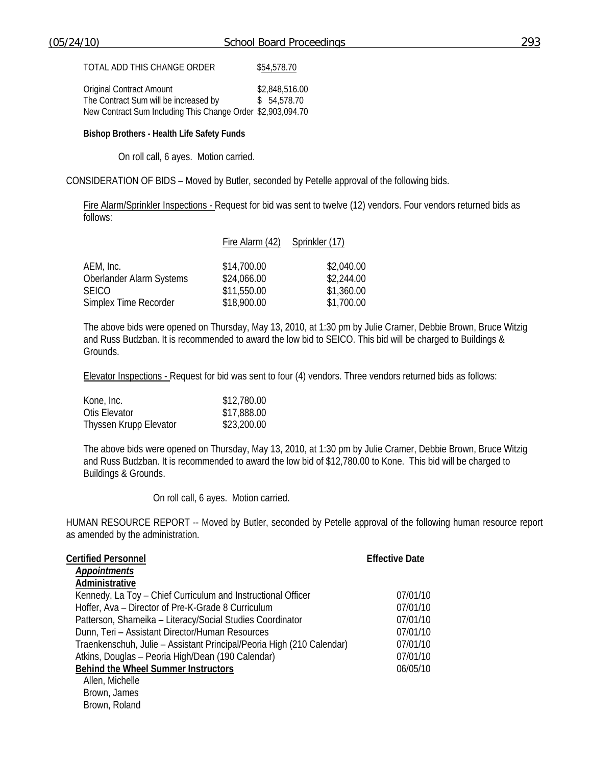TOTAL ADD THIS CHANGE ORDER $54,578.70

| | |
|---|---|
| Original Contract Amount | $2,848,516.00 |
| The Contract Sum will be increased by | $ 54,578.70 |
| New Contract Sum Including This Change Order | $2,903,094.70 |

**Bishop Brothers - Health Life Safety Funds**

On roll call, 6 ayes. Motion carried.

CONSIDERATION OF BIDS – Moved by Butler, seconded by Petelle approval of the following bids.

Fire Alarm/Sprinkler Inspections - Request for bid was sent to twelve (12) vendors. Four vendors returned bids as follows:

| | Fire Alarm (42) | Sprinkler (17) |
|---|---|---|
| AEM, Inc. | $14,700.00 | $2,040.00 |
| Oberlander Alarm Systems | $24,066.00 | $2,244.00 |
| SEICO | $11,550.00 | $1,360.00 |
| Simplex Time Recorder | $18,900.00 | $1,700.00 |

The above bids were opened on Thursday, May 13, 2010, at 1:30 pm by Julie Cramer, Debbie Brown, Bruce Witzig and Russ Budzban. It is recommended to award the low bid to SEICO. This bid will be charged to Buildings & Grounds.

Elevator Inspections - Request for bid was sent to four (4) vendors. Three vendors returned bids as follows:

| | |
|---|---|
| Kone, Inc. | $12,780.00 |
| Otis Elevator | $17,888.00 |
| Thyssen Krupp Elevator | $23,200.00 |

The above bids were opened on Thursday, May 13, 2010, at 1:30 pm by Julie Cramer, Debbie Brown, Bruce Witzig and Russ Budzban. It is recommended to award the low bid of $12,780.00 to Kone. This bid will be charged to Buildings & Grounds.

On roll call, 6 ayes. Motion carried.

HUMAN RESOURCE REPORT -- Moved by Butler, seconded by Petelle approval of the following human resource report as amended by the administration.

| **Certified Personnel** | **Effective Date** |
|---|---|
| ***Appointments*** | |
| **Administrative** | |
| Kennedy, La Toy – Chief Curriculum and Instructional Officer | 07/01/10 |
| Hoffer, Ava – Director of Pre-K-Grade 8 Curriculum | 07/01/10 |
| Patterson, Shameika – Literacy/Social Studies Coordinator | 07/01/10 |
| Dunn, Teri – Assistant Director/Human Resources | 07/01/10 |
| Traenkenschuh, Julie – Assistant Principal/Peoria High (210 Calendar) | 07/01/10 |
| Atkins, Douglas – Peoria High/Dean (190 Calendar) | 07/01/10 |
| **Behind the Wheel Summer Instructors** | 06/05/10 |
| Allen, Michelle | |
| Brown, James | |
| Brown, Roland | |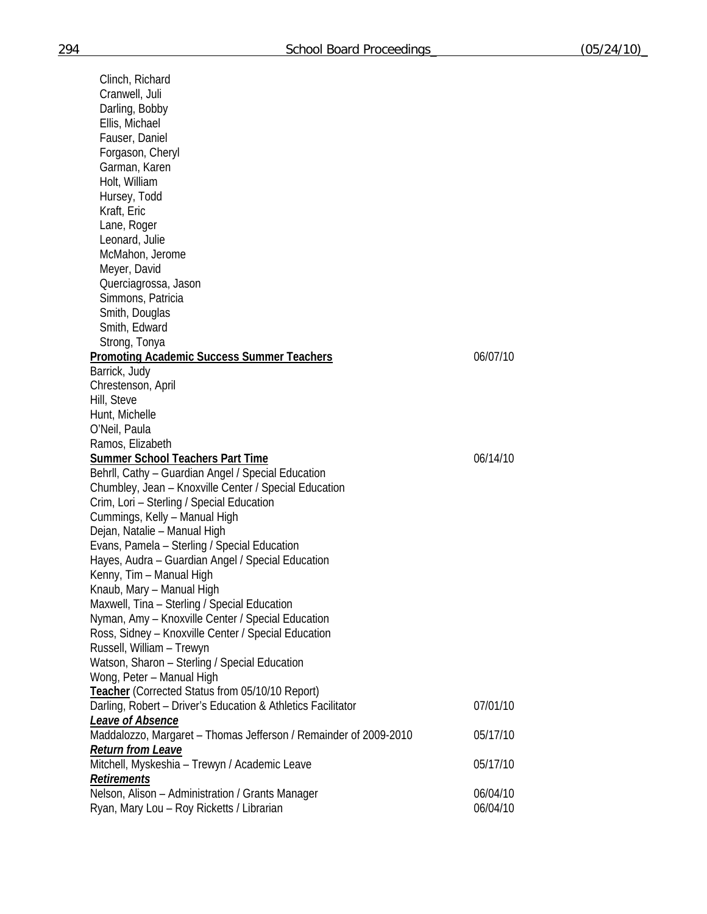Clinch, Richard
Cranwell, Juli
Darling, Bobby
Ellis, Michael
Fauser, Daniel
Forgason, Cheryl
Garman, Karen
Holt, William
Hursey, Todd
Kraft, Eric
Lane, Roger
Leonard, Julie
McMahon, Jerome
Meyer, David
Querciagrossa, Jason
Simmons, Patricia
Smith, Douglas
Smith, Edward
Strong, Tonya

**Promoting Academic Success Summer Teachers** 06/07/10

Barrick, Judy
Chrestenson, April
Hill, Steve
Hunt, Michelle
O'Neil, Paula
Ramos, Elizabeth

**Summer School Teachers Part Time** 06/14/10

Behrll, Cathy – Guardian Angel / Special Education
Chumbley, Jean – Knoxville Center / Special Education
Crim, Lori – Sterling / Special Education
Cummings, Kelly – Manual High
Dejan, Natalie – Manual High
Evans, Pamela – Sterling / Special Education
Hayes, Audra – Guardian Angel / Special Education
Kenny, Tim – Manual High
Knaub, Mary – Manual High
Maxwell, Tina – Sterling / Special Education
Nyman, Amy – Knoxville Center / Special Education
Ross, Sidney – Knoxville Center / Special Education
Russell, William – Trewyn
Watson, Sharon – Sterling / Special Education
Wong, Peter – Manual High

**Teacher** (Corrected Status from 05/10/10 Report)

Darling, Robert – Driver's Education & Athletics Facilitator 07/01/10

***Leave of Absence***

Maddalozzo, Margaret – Thomas Jefferson / Remainder of 2009-2010 05/17/10

***Return from Leave***

Mitchell, Myskeshia – Trewyn / Academic Leave 05/17/10

***Retirements***

Nelson, Alison – Administration / Grants Manager 06/04/10
Ryan, Mary Lou – Roy Ricketts / Librarian 06/04/10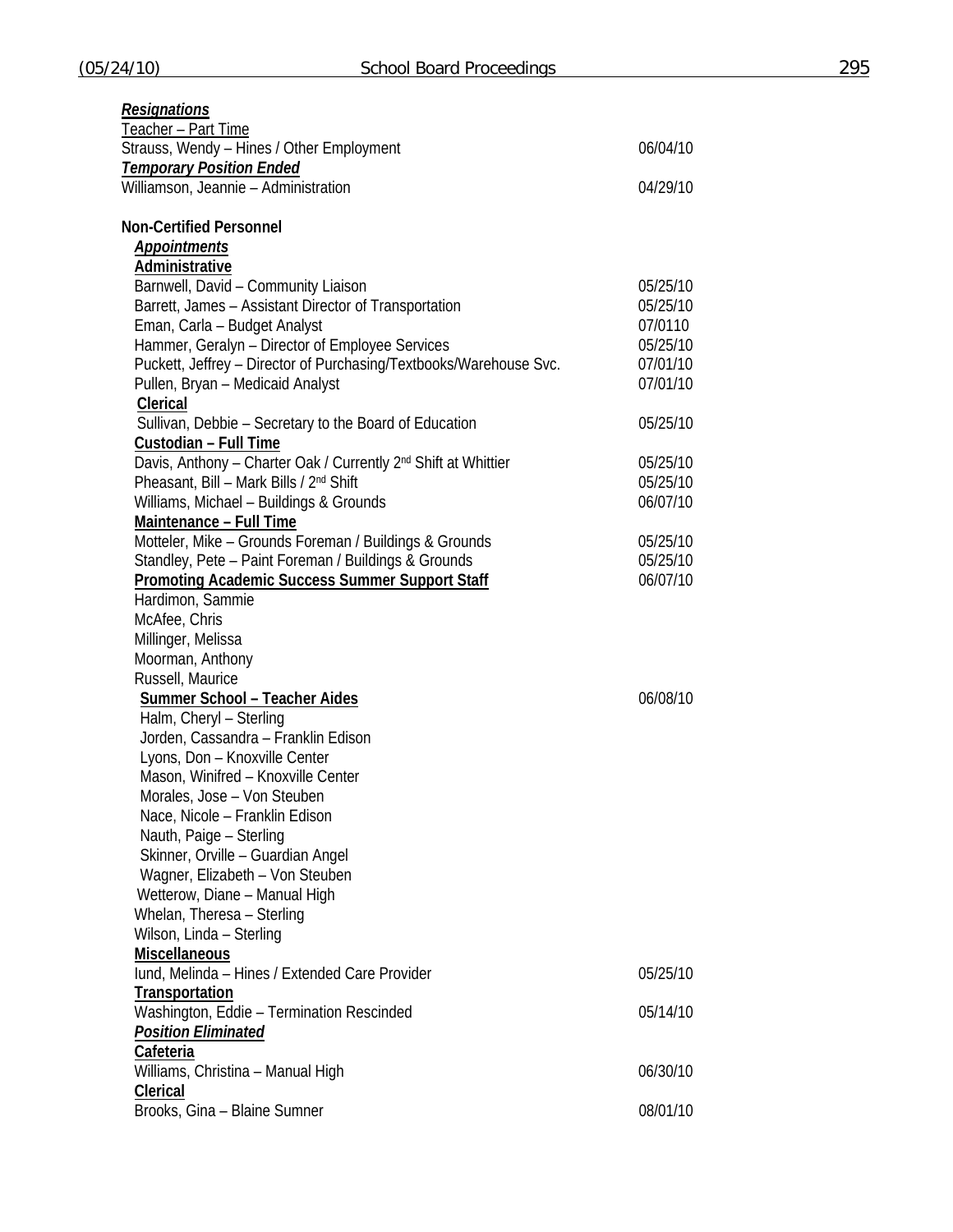***Resignations***

Teacher – Part Time

| | |
|---|---|
| Strauss, Wendy – Hines / Other Employment | 06/04/10 |

***Temporary Position Ended***

| | |
|---|---|
| Williamson, Jeannie – Administration | 04/29/10 |

**Non-Certified Personnel**

***Appointments***

**Administrative**

| | |
|---|---|
| Barnwell, David – Community Liaison | 05/25/10 |
| Barrett, James – Assistant Director of Transportation | 05/25/10 |
| Eman, Carla – Budget Analyst | 07/0110 |
| Hammer, Geralyn – Director of Employee Services | 05/25/10 |
| Puckett, Jeffrey – Director of Purchasing/Textbooks/Warehouse Svc. | 07/01/10 |
| Pullen, Bryan – Medicaid Analyst | 07/01/10 |

**Clerical**

| | |
|---|---|
| Sullivan, Debbie – Secretary to the Board of Education | 05/25/10 |

**Custodian – Full Time**

| | |
|---|---|
| Davis, Anthony – Charter Oak / Currently 2nd Shift at Whittier | 05/25/10 |
| Pheasant, Bill – Mark Bills / 2nd Shift | 05/25/10 |
| Williams, Michael – Buildings & Grounds | 06/07/10 |

**Maintenance – Full Time**

| | |
|---|---|
| Motteler, Mike – Grounds Foreman / Buildings & Grounds | 05/25/10 |
| Standley, Pete – Paint Foreman / Buildings & Grounds | 05/25/10 |

**Promoting Academic Success Summer Support Staff** — 06/07/10

Hardimon, Sammie
McAfee, Chris
Millinger, Melissa
Moorman, Anthony
Russell, Maurice

**Summer School – Teacher Aides** — 06/08/10

Halm, Cheryl – Sterling
Jorden, Cassandra – Franklin Edison
Lyons, Don – Knoxville Center
Mason, Winifred – Knoxville Center
Morales, Jose – Von Steuben
Nace, Nicole – Franklin Edison
Nauth, Paige – Sterling
Skinner, Orville – Guardian Angel
Wagner, Elizabeth – Von Steuben
Wetterow, Diane – Manual High
Whelan, Theresa – Sterling
Wilson, Linda – Sterling

**Miscellaneous**

| | |
|---|---|
| Iund, Melinda – Hines / Extended Care Provider | 05/25/10 |

**Transportation**

| | |
|---|---|
| Washington, Eddie – Termination Rescinded | 05/14/10 |

***Position Eliminated***

**Cafeteria**

| | |
|---|---|
| Williams, Christina – Manual High | 06/30/10 |

**Clerical**

| | |
|---|---|
| Brooks, Gina – Blaine Sumner | 08/01/10 |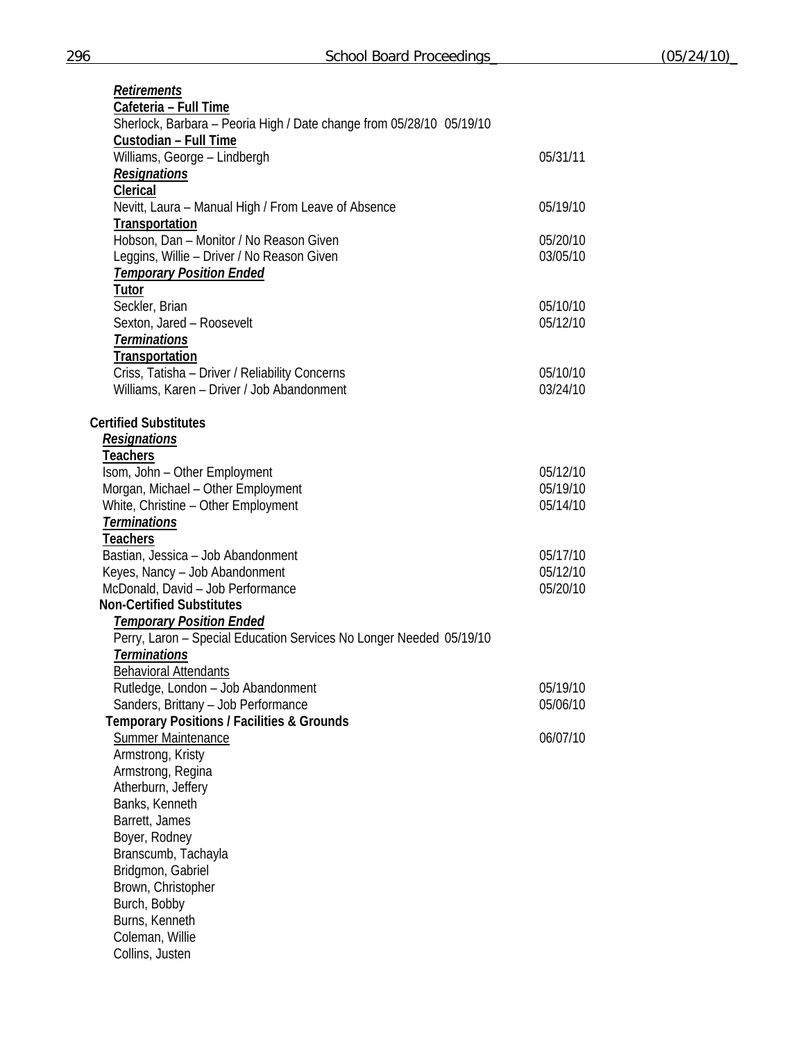***Retirements***

**Cafeteria – Full Time**

Sherlock, Barbara – Peoria High / Date change from 05/28/10 05/19/10

**Custodian – Full Time**

Williams, George – Lindbergh 05/31/11

***Resignations***

**Clerical**

Nevitt, Laura – Manual High / From Leave of Absence 05/19/10

**Transportation**

Hobson, Dan – Monitor / No Reason Given 05/20/10
Leggins, Willie – Driver / No Reason Given 03/05/10

***Temporary Position Ended***

**Tutor**

Seckler, Brian 05/10/10
Sexton, Jared – Roosevelt 05/12/10

***Terminations***

**Transportation**

Criss, Tatisha – Driver / Reliability Concerns 05/10/10
Williams, Karen – Driver / Job Abandonment 03/24/10

**Certified Substitutes**

***Resignations***

**Teachers**

Isom, John – Other Employment 05/12/10
Morgan, Michael – Other Employment 05/19/10
White, Christine – Other Employment 05/14/10

***Terminations***

**Teachers**

Bastian, Jessica – Job Abandonment 05/17/10
Keyes, Nancy – Job Abandonment 05/12/10
McDonald, David – Job Performance 05/20/10

**Non-Certified Substitutes**

***Temporary Position Ended***

Perry, Laron – Special Education Services No Longer Needed 05/19/10

***Terminations***

Behavioral Attendants

Rutledge, London – Job Abandonment 05/19/10
Sanders, Brittany – Job Performance 05/06/10

**Temporary Positions / Facilities & Grounds**

Summer Maintenance 06/07/10

Armstrong, Kristy
Armstrong, Regina
Atherburn, Jeffery
Banks, Kenneth
Barrett, James
Boyer, Rodney
Branscumb, Tachayla
Bridgmon, Gabriel
Brown, Christopher
Burch, Bobby
Burns, Kenneth
Coleman, Willie
Collins, Justen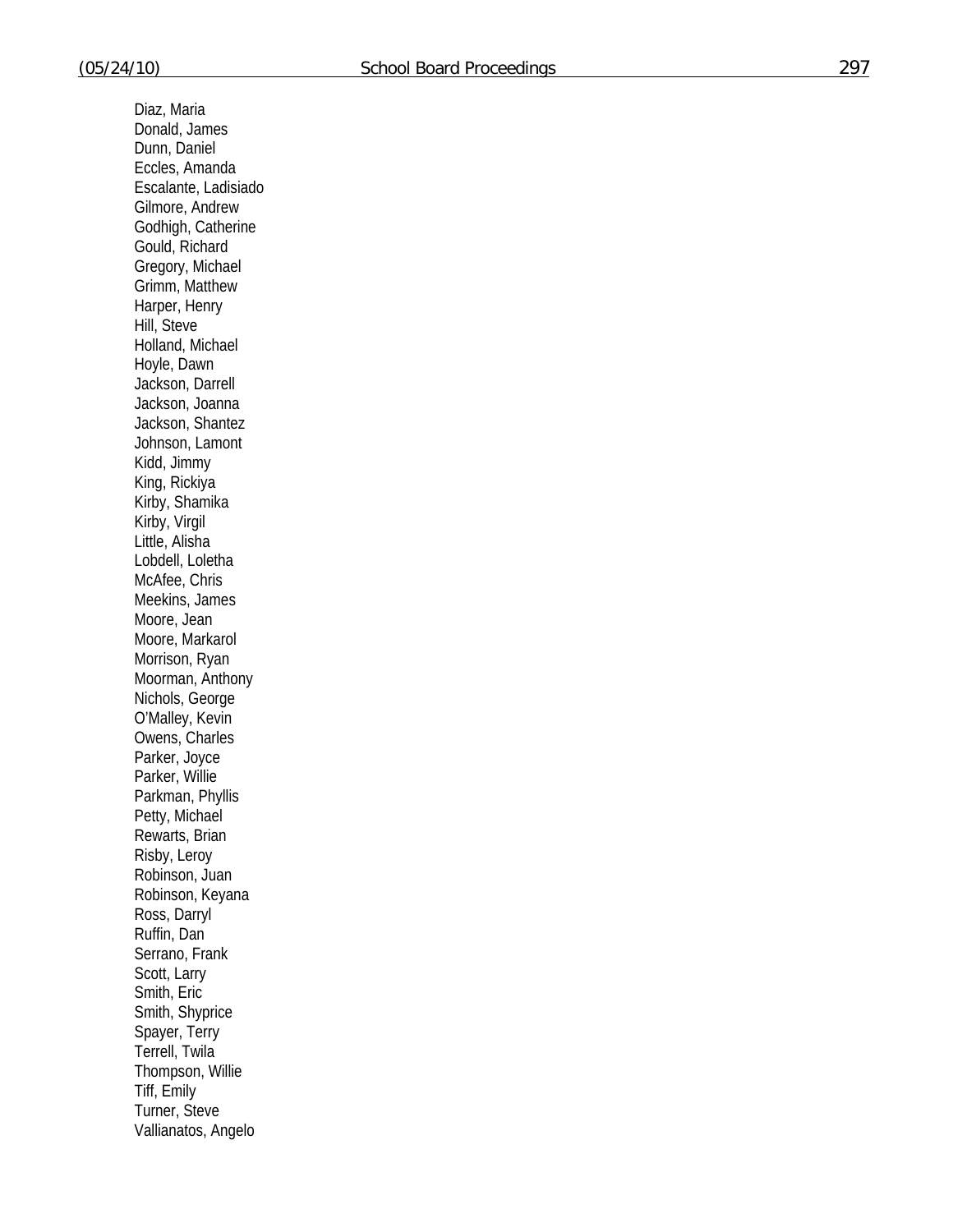Diaz, Maria
Donald, James
Dunn, Daniel
Eccles, Amanda
Escalante, Ladisiado
Gilmore, Andrew
Godhigh, Catherine
Gould, Richard
Gregory, Michael
Grimm, Matthew
Harper, Henry
Hill, Steve
Holland, Michael
Hoyle, Dawn
Jackson, Darrell
Jackson, Joanna
Jackson, Shantez
Johnson, Lamont
Kidd, Jimmy
King, Rickiya
Kirby, Shamika
Kirby, Virgil
Little, Alisha
Lobdell, Loletha
McAfee, Chris
Meekins, James
Moore, Jean
Moore, Markarol
Morrison, Ryan
Moorman, Anthony
Nichols, George
O'Malley, Kevin
Owens, Charles
Parker, Joyce
Parker, Willie
Parkman, Phyllis
Petty, Michael
Rewarts, Brian
Risby, Leroy
Robinson, Juan
Robinson, Keyana
Ross, Darryl
Ruffin, Dan
Serrano, Frank
Scott, Larry
Smith, Eric
Smith, Shyprice
Spayer, Terry
Terrell, Twila
Thompson, Willie
Tiff, Emily
Turner, Steve
Vallianatos, Angelo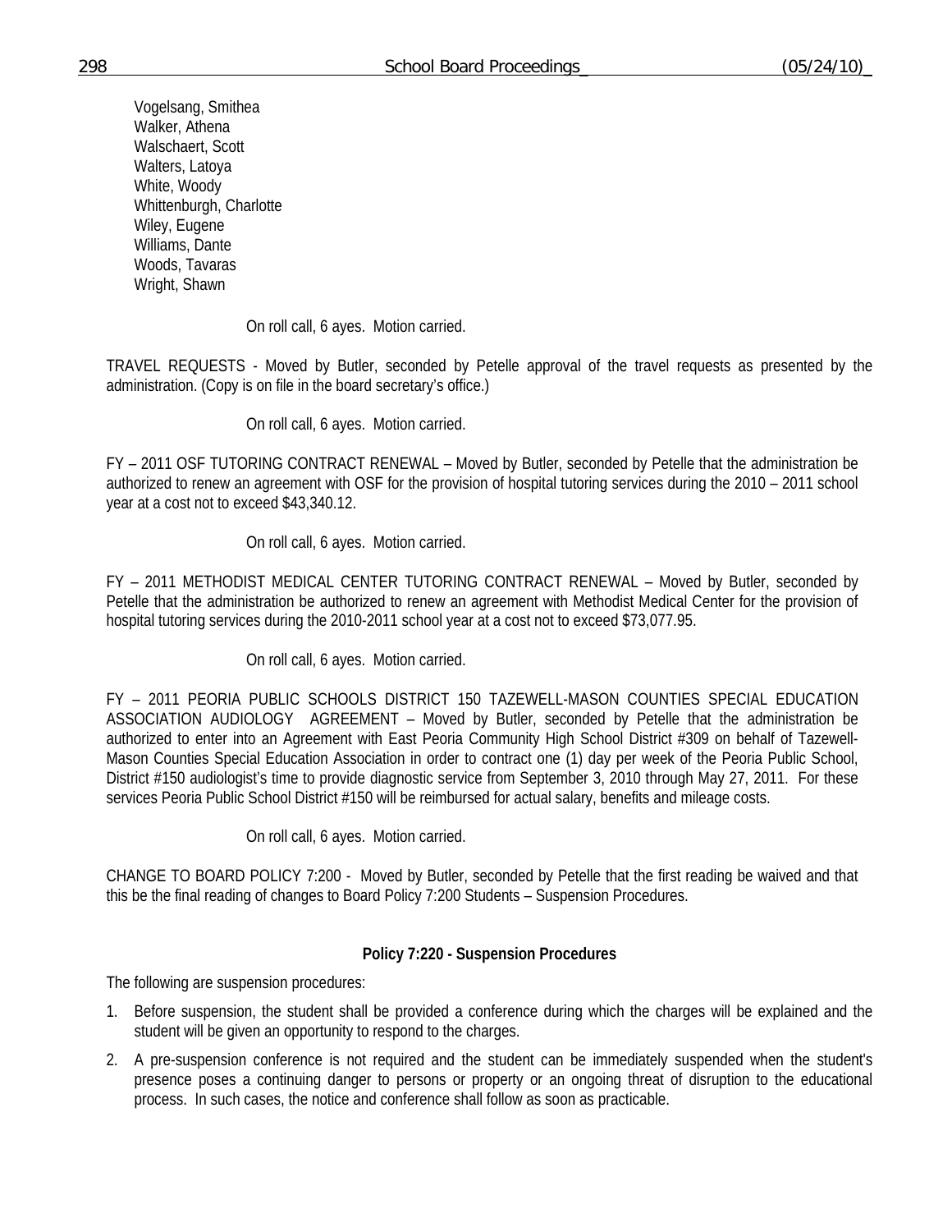Vogelsang, Smithea
Walker, Athena
Walschaert, Scott
Walters, Latoya
White, Woody
Whittenburgh, Charlotte
Wiley, Eugene
Williams, Dante
Woods, Tavaras
Wright, Shawn

On roll call, 6 ayes. Motion carried.

TRAVEL REQUESTS - Moved by Butler, seconded by Petelle approval of the travel requests as presented by the administration. (Copy is on file in the board secretary's office.)

On roll call, 6 ayes. Motion carried.

FY – 2011 OSF TUTORING CONTRACT RENEWAL – Moved by Butler, seconded by Petelle that the administration be authorized to renew an agreement with OSF for the provision of hospital tutoring services during the 2010 – 2011 school year at a cost not to exceed $43,340.12.

On roll call, 6 ayes. Motion carried.

FY – 2011 METHODIST MEDICAL CENTER TUTORING CONTRACT RENEWAL – Moved by Butler, seconded by Petelle that the administration be authorized to renew an agreement with Methodist Medical Center for the provision of hospital tutoring services during the 2010-2011 school year at a cost not to exceed $73,077.95.

On roll call, 6 ayes. Motion carried.

FY – 2011 PEORIA PUBLIC SCHOOLS DISTRICT 150 TAZEWELL-MASON COUNTIES SPECIAL EDUCATION ASSOCIATION AUDIOLOGY AGREEMENT – Moved by Butler, seconded by Petelle that the administration be authorized to enter into an Agreement with East Peoria Community High School District #309 on behalf of Tazewell-Mason Counties Special Education Association in order to contract one (1) day per week of the Peoria Public School, District #150 audiologist's time to provide diagnostic service from September 3, 2010 through May 27, 2011. For these services Peoria Public School District #150 will be reimbursed for actual salary, benefits and mileage costs.

On roll call, 6 ayes. Motion carried.

CHANGE TO BOARD POLICY 7:200 - Moved by Butler, seconded by Petelle that the first reading be waived and that this be the final reading of changes to Board Policy 7:200 Students – Suspension Procedures.

**Policy 7:220 - Suspension Procedures**

The following are suspension procedures:

1. Before suspension, the student shall be provided a conference during which the charges will be explained and the student will be given an opportunity to respond to the charges.
2. A pre-suspension conference is not required and the student can be immediately suspended when the student's presence poses a continuing danger to persons or property or an ongoing threat of disruption to the educational process. In such cases, the notice and conference shall follow as soon as practicable.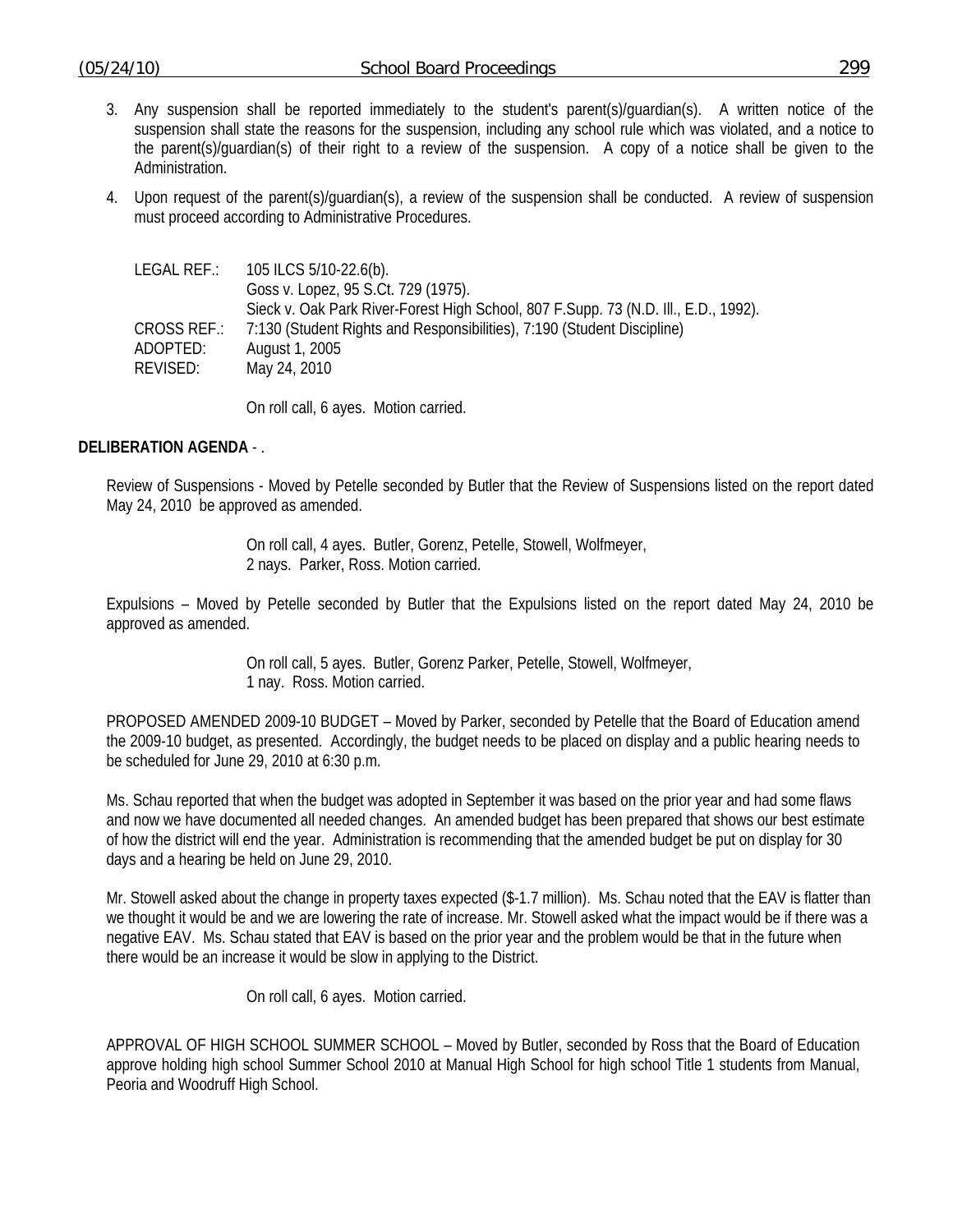3. Any suspension shall be reported immediately to the student's parent(s)/guardian(s). A written notice of the suspension shall state the reasons for the suspension, including any school rule which was violated, and a notice to the parent(s)/guardian(s) of their right to a review of the suspension. A copy of a notice shall be given to the Administration.

4. Upon request of the parent(s)/guardian(s), a review of the suspension shall be conducted. A review of suspension must proceed according to Administrative Procedures.

LEGAL REF.: 105 ILCS 5/10-22.6(b).
Goss v. Lopez, 95 S.Ct. 729 (1975).
Sieck v. Oak Park River-Forest High School, 807 F.Supp. 73 (N.D. Ill., E.D., 1992).
CROSS REF.: 7:130 (Student Rights and Responsibilities), 7:190 (Student Discipline)
ADOPTED: August 1, 2005
REVISED: May 24, 2010

On roll call, 6 ayes. Motion carried.

**DELIBERATION AGENDA** - .

Review of Suspensions - Moved by Petelle seconded by Butler that the Review of Suspensions listed on the report dated May 24, 2010 be approved as amended.

On roll call, 4 ayes. Butler, Gorenz, Petelle, Stowell, Wolfmeyer,
2 nays. Parker, Ross. Motion carried.

Expulsions – Moved by Petelle seconded by Butler that the Expulsions listed on the report dated May 24, 2010 be approved as amended.

On roll call, 5 ayes. Butler, Gorenz Parker, Petelle, Stowell, Wolfmeyer,
1 nay. Ross. Motion carried.

PROPOSED AMENDED 2009-10 BUDGET – Moved by Parker, seconded by Petelle that the Board of Education amend the 2009-10 budget, as presented. Accordingly, the budget needs to be placed on display and a public hearing needs to be scheduled for June 29, 2010 at 6:30 p.m.

Ms. Schau reported that when the budget was adopted in September it was based on the prior year and had some flaws and now we have documented all needed changes. An amended budget has been prepared that shows our best estimate of how the district will end the year. Administration is recommending that the amended budget be put on display for 30 days and a hearing be held on June 29, 2010.

Mr. Stowell asked about the change in property taxes expected ($-1.7 million). Ms. Schau noted that the EAV is flatter than we thought it would be and we are lowering the rate of increase. Mr. Stowell asked what the impact would be if there was a negative EAV. Ms. Schau stated that EAV is based on the prior year and the problem would be that in the future when there would be an increase it would be slow in applying to the District.

On roll call, 6 ayes. Motion carried.

APPROVAL OF HIGH SCHOOL SUMMER SCHOOL – Moved by Butler, seconded by Ross that the Board of Education approve holding high school Summer School 2010 at Manual High School for high school Title 1 students from Manual, Peoria and Woodruff High School.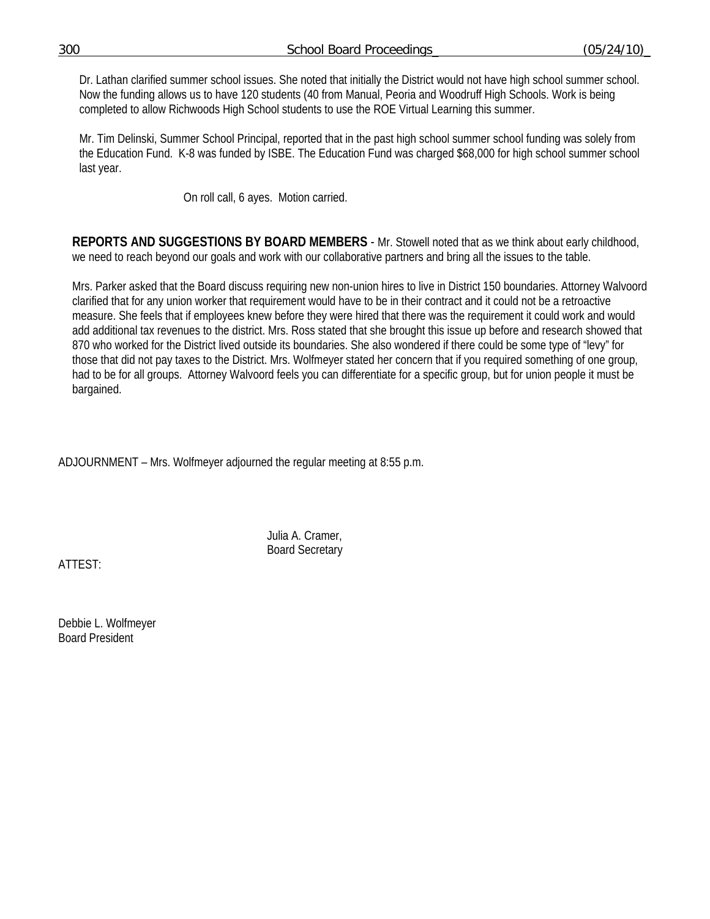Dr. Lathan clarified summer school issues. She noted that initially the District would not have high school summer school. Now the funding allows us to have 120 students (40 from Manual, Peoria and Woodruff High Schools. Work is being completed to allow Richwoods High School students to use the ROE Virtual Learning this summer.

Mr. Tim Delinski, Summer School Principal, reported that in the past high school summer school funding was solely from the Education Fund. K-8 was funded by ISBE. The Education Fund was charged $68,000 for high school summer school last year.

On roll call, 6 ayes. Motion carried.

**REPORTS AND SUGGESTIONS BY BOARD MEMBERS** - Mr. Stowell noted that as we think about early childhood, we need to reach beyond our goals and work with our collaborative partners and bring all the issues to the table.

Mrs. Parker asked that the Board discuss requiring new non-union hires to live in District 150 boundaries. Attorney Walvoord clarified that for any union worker that requirement would have to be in their contract and it could not be a retroactive measure. She feels that if employees knew before they were hired that there was the requirement it could work and would add additional tax revenues to the district. Mrs. Ross stated that she brought this issue up before and research showed that 870 who worked for the District lived outside its boundaries. She also wondered if there could be some type of "levy" for those that did not pay taxes to the District. Mrs. Wolfmeyer stated her concern that if you required something of one group, had to be for all groups. Attorney Walvoord feels you can differentiate for a specific group, but for union people it must be bargained.

ADJOURNMENT – Mrs. Wolfmeyer adjourned the regular meeting at 8:55 p.m.

Julia A. Cramer,
Board Secretary

ATTEST:

Debbie L. Wolfmeyer
Board President